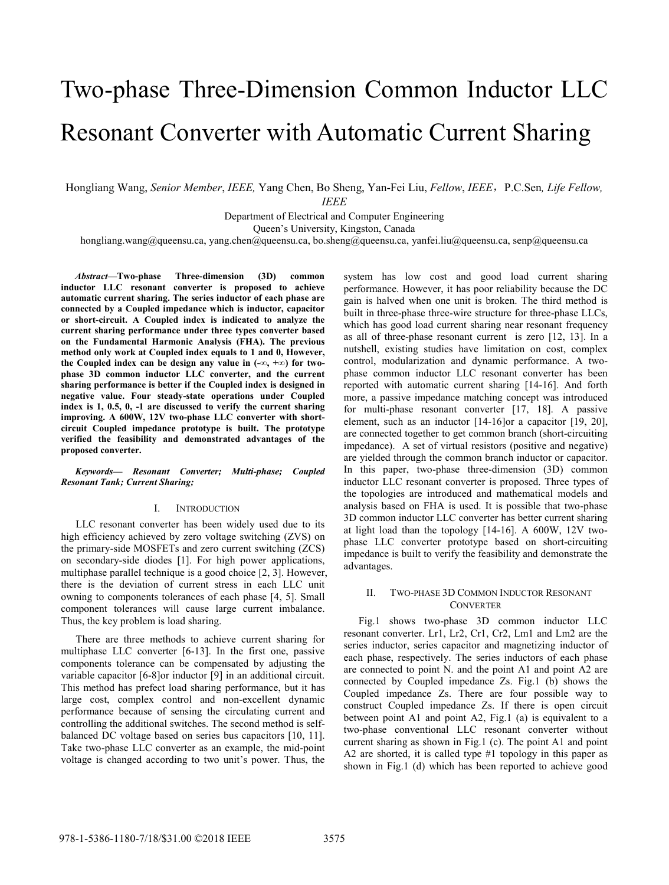# Two-phase Three-Dimension Common Inductor LLC Resonant Converter with Automatic Current Sharing

Hongliang Wang, *Senior Member*, *IEEE,* Yang Chen, Bo Sheng, Yan-Fei Liu, *Fellow*, *IEEE*，P.C.Sen*, Life Fellow, IEEE*

Department of Electrical and Computer Engineering
Queen's University, Kingston, Canada
hongliang.wang@queensu.ca, yang.chen@queensu.ca, bo.sheng@queensu.ca, yanfei.liu@queensu.ca, senp@queensu.ca

***Abstract*—Two-phase Three-dimension (3D) common inductor LLC resonant converter is proposed to achieve automatic current sharing. The series inductor of each phase are connected by a Coupled impedance which is inductor, capacitor or short-circuit. A Coupled index is indicated to analyze the current sharing performance under three types converter based on the Fundamental Harmonic Analysis (FHA). The previous method only work at Coupled index equals to 1 and 0, However, the Coupled index can be design any value in (-∞, +∞) for two-phase 3D common inductor LLC converter, and the current sharing performance is better if the Coupled index is designed in negative value. Four steady-state operations under Coupled index is 1, 0.5, 0, -1 are discussed to verify the current sharing improving. A 600W, 12V two-phase LLC converter with short-circuit Coupled impedance prototype is built. The prototype verified the feasibility and demonstrated advantages of the proposed converter.**

***Keywords— Resonant Converter; Multi-phase; Coupled Resonant Tank; Current Sharing;***

## I. INTRODUCTION

LLC resonant converter has been widely used due to its high efficiency achieved by zero voltage switching (ZVS) on the primary-side MOSFETs and zero current switching (ZCS) on secondary-side diodes [1]. For high power applications, multiphase parallel technique is a good choice [2, 3]. However, there is the deviation of current stress in each LLC unit owning to components tolerances of each phase [4, 5]. Small component tolerances will cause large current imbalance. Thus, the key problem is load sharing.

There are three methods to achieve current sharing for multiphase LLC converter [6-13]. In the first one, passive components tolerance can be compensated by adjusting the variable capacitor [6-8]or inductor [9] in an additional circuit. This method has prefect load sharing performance, but it has large cost, complex control and non-excellent dynamic performance because of sensing the circulating current and controlling the additional switches. The second method is self-balanced DC voltage based on series bus capacitors [10, 11]. Take two-phase LLC converter as an example, the mid-point voltage is changed according to two unit's power. Thus, the system has low cost and good load current sharing performance. However, it has poor reliability because the DC gain is halved when one unit is broken. The third method is built in three-phase three-wire structure for three-phase LLCs, which has good load current sharing near resonant frequency as all of three-phase resonant current is zero [12, 13]. In a nutshell, existing studies have limitation on cost, complex control, modularization and dynamic performance. A two-phase common inductor LLC resonant converter has been reported with automatic current sharing [14-16]. And forth more, a passive impedance matching concept was introduced for multi-phase resonant converter [17, 18]. A passive element, such as an inductor [14-16]or a capacitor [19, 20], are connected together to get common branch (short-circuiting impedance). A set of virtual resistors (positive and negative) are yielded through the common branch inductor or capacitor. In this paper, two-phase three-dimension (3D) common inductor LLC resonant converter is proposed. Three types of the topologies are introduced and mathematical models and analysis based on FHA is used. It is possible that two-phase 3D common inductor LLC converter has better current sharing at light load than the topology [14-16]. A 600W, 12V two-phase LLC converter prototype based on short-circuiting impedance is built to verify the feasibility and demonstrate the advantages.

## II. TWO-PHASE 3D COMMON INDUCTOR RESONANT CONVERTER

Fig.1 shows two-phase 3D common inductor LLC resonant converter. Lr1, Lr2, Cr1, Cr2, Lm1 and Lm2 are the series inductor, series capacitor and magnetizing inductor of each phase, respectively. The series inductors of each phase are connected to point N. and the point A1 and point A2 are connected by Coupled impedance Zs. Fig.1 (b) shows the Coupled impedance Zs. There are four possible way to construct Coupled impedance Zs. If there is open circuit between point A1 and point A2, Fig.1 (a) is equivalent to a two-phase conventional LLC resonant converter without current sharing as shown in Fig.1 (c). The point A1 and point A2 are shorted, it is called type #1 topology in this paper as shown in Fig.1 (d) which has been reported to achieve good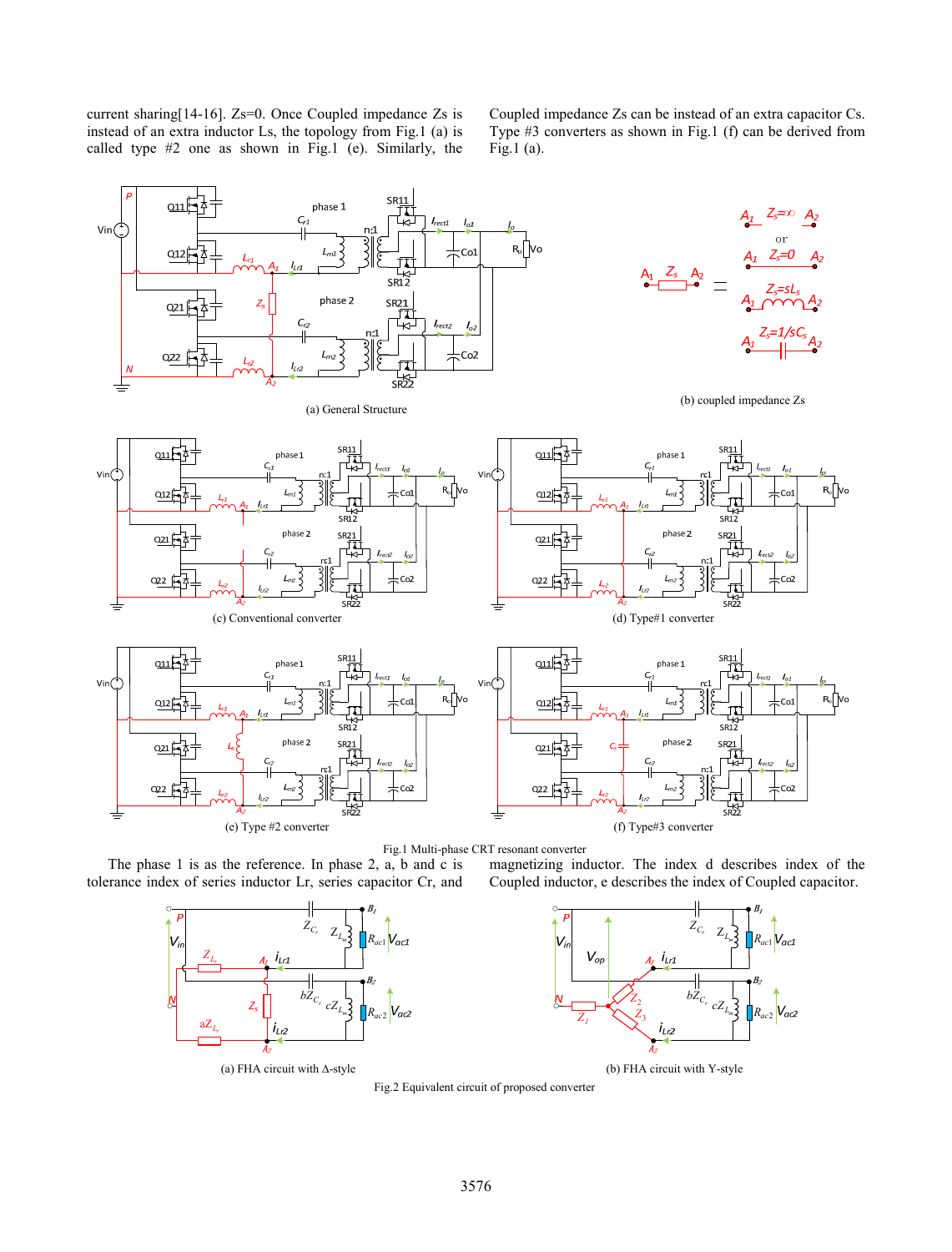current sharing[14-16]. Zs=0. Once Coupled impedance Zs is instead of an extra inductor Ls, the topology from Fig.1 (a) is called type #2 one as shown in Fig.1 (e). Similarly, the Coupled impedance Zs can be instead of an extra capacitor Cs. Type #3 converters as shown in Fig.1 (f) can be derived from Fig.1 (a).

(a) General Structure

(b) coupled impedance Zs

(c) Conventional converter

(d) Type#1 converter

(e) Type #2 converter

(f) Type#3 converter

Fig.1 Multi-phase CRT resonant converter

The phase 1 is as the reference. In phase 2, a, b and c is tolerance index of series inductor Lr, series capacitor Cr, and magnetizing inductor. The index d describes index of the Coupled inductor, e describes the index of Coupled capacitor.

(a) FHA circuit with Δ-style

(b) FHA circuit with Y-style

Fig.2 Equivalent circuit of proposed converter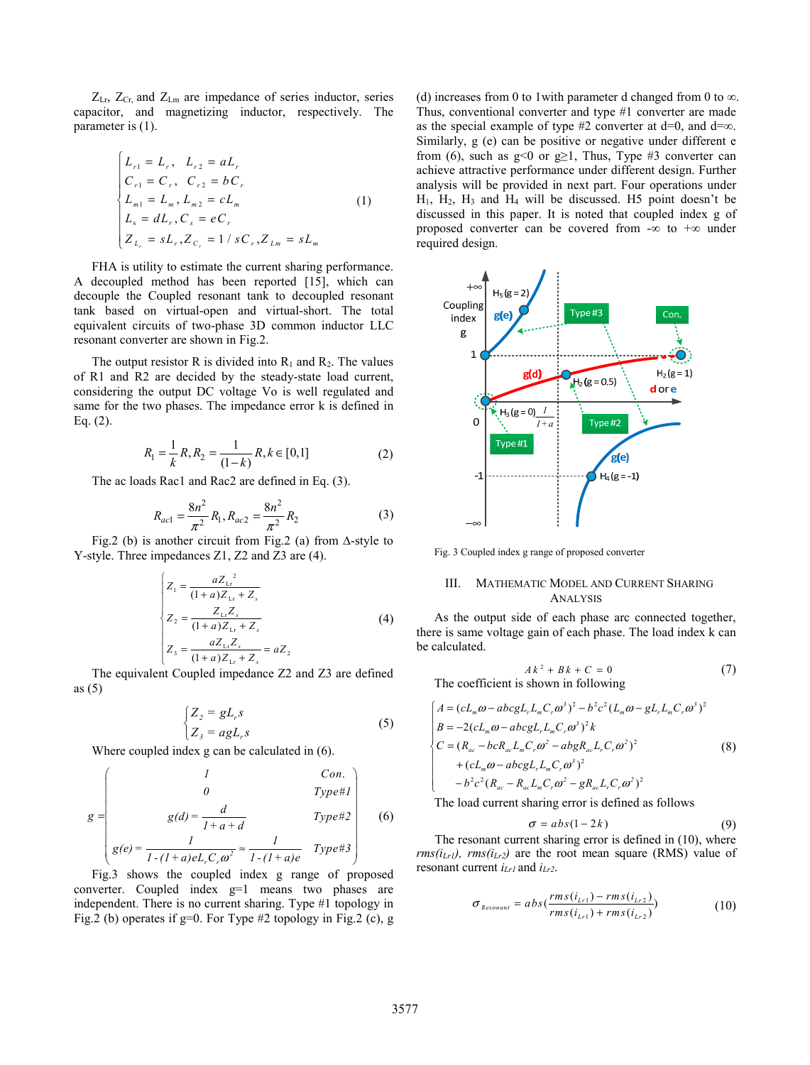$Z_{Lr}$, $Z_{Cr}$, and $Z_{Lm}$ are impedance of series inductor, series capacitor, and magnetizing inductor, respectively. The parameter is (1).

$$\begin{cases} L_{r1} = L_r, \quad L_{r2} = aL_r \\ C_{r1} = C_r, \quad C_{r2} = bC_r \\ L_{m1} = L_m, L_{m2} = cL_m \\ L_s = dL_r, C_s = eC_r \\ Z_{L_r} = sL_r, Z_{C_r} = 1/sC_r, Z_{Lm} = sL_m \end{cases} \tag{1}$$

FHA is utility to estimate the current sharing performance. A decoupled method has been reported [15], which can decouple the Coupled resonant tank to decoupled resonant tank based on virtual-open and virtual-short. The total equivalent circuits of two-phase 3D common inductor LLC resonant converter are shown in Fig.2.

The output resistor R is divided into $R_1$ and $R_2$. The values of R1 and R2 are decided by the steady-state load current, considering the output DC voltage Vo is well regulated and same for the two phases. The impedance error k is defined in Eq. (2).

$$R_1 = \frac{1}{k}R, R_2 = \frac{1}{(1-k)}R, k \in [0,1] \tag{2}$$

The ac loads Rac1 and Rac2 are defined in Eq. (3).

$$R_{ac1} = \frac{8n^2}{\pi^2}R_1, R_{ac2} = \frac{8n^2}{\pi^2}R_2 \tag{3}$$

Fig.2 (b) is another circuit from Fig.2 (a) from Δ-style to Y-style. Three impedances Z1, Z2 and Z3 are (4).

$$\begin{cases} Z_1 = \dfrac{aZ_{Lr}^{\ 2}}{(1+a)Z_{Lr} + Z_s} \\ Z_2 = \dfrac{Z_{Lr}Z_s}{(1+a)Z_{Lr} + Z_s} \\ Z_3 = \dfrac{aZ_{Lr}Z_s}{(1+a)Z_{Lr} + Z_s} = aZ_2 \end{cases} \tag{4}$$

The equivalent Coupled impedance Z2 and Z3 are defined as (5)

$$\begin{cases} Z_2 = gL_r s \\ Z_3 = agL_r s \end{cases} \tag{5}$$

Where coupled index g can be calculated in (6).

$$g = \begin{cases} 1 & Con. \\ 0 & Type\#1 \\ g(d) = \dfrac{d}{1+a+d} & Type\#2 \\ g(e) = \dfrac{1}{1-(1+a)eL_rC_r\omega^2} \approx \dfrac{1}{1-(1+a)e} & Type\#3 \end{cases} \tag{6}$$

Fig.3 shows the coupled index g range of proposed converter. Coupled index g=1 means two phases are independent. There is no current sharing. Type #1 topology in Fig.2 (b) operates if g=0. For Type #2 topology in Fig.2 (c), g (d) increases from 0 to 1with parameter d changed from 0 to ∞. Thus, conventional converter and type #1 converter are made as the special example of type #2 converter at d=0, and d=∞. Similarly, g (e) can be positive or negative under different e from (6), such as g<0 or g≥1, Thus, Type #3 converter can achieve attractive performance under different design. Further analysis will be provided in next part. Four operations under $H_1$, $H_2$, $H_3$ and $H_4$ will be discussed. H5 point doesn't be discussed in this paper. It is noted that coupled index g of proposed converter can be covered from -∞ to +∞ under required design.

Fig. 3 Coupled index g range of proposed converter

## III. Mathematic Model and Current Sharing Analysis

As the output side of each phase arc connected together, there is same voltage gain of each phase. The load index k can be calculated.

$$Ak^2 + Bk + C = 0 \tag{7}$$

The coefficient is shown in following

$$\begin{cases} A = (cL_m\omega - abcgL_rL_mC_r\omega^3)^2 - b^2c^2(L_m\omega - gL_rL_mC_r\omega^3)^2 \\ B = -2(cL_m\omega - abcgL_rL_mC_r\omega^3)^2 k \\ C = (R_{ac} - bcR_{ac}L_mC_r\omega^2 - abgR_{ac}L_rC_r\omega^2)^2 \\ \quad + (cL_m\omega - abcgL_rL_mC_r\omega^3)^2 \\ \quad - b^2c^2(R_{ac} - R_{ac}L_mC_r\omega^2 - gR_{ac}L_rC_r\omega^2)^2 \end{cases} \tag{8}$$

The load current sharing error is defined as follows

$$\sigma = abs(1-2k) \tag{9}$$

The resonant current sharing error is defined in (10), where $rms(i_{Lr1})$, $rms(i_{Lr2})$ are the root mean square (RMS) value of resonant current $i_{Lr1}$ and $i_{Lr2}$.

$$\sigma_{Resonant} = abs\left(\frac{rms(i_{Lr1}) - rms(i_{Lr2})}{rms(i_{Lr1}) + rms(i_{Lr2})}\right) \tag{10}$$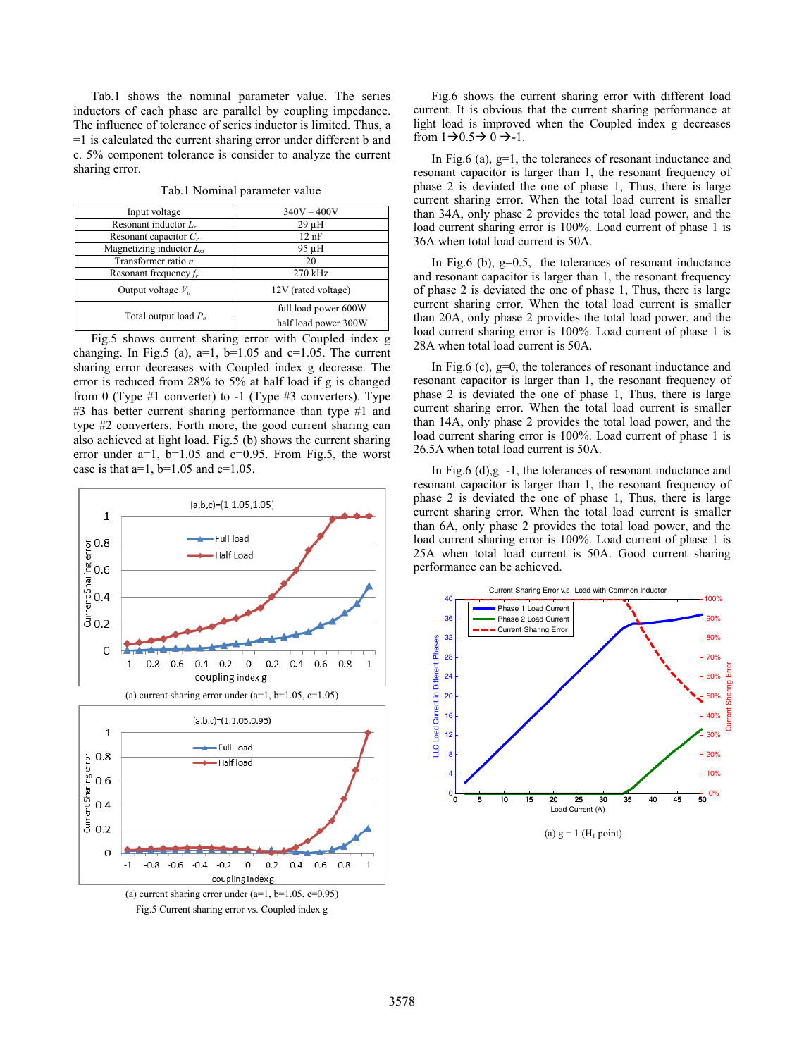Tab.1 shows the nominal parameter value. The series inductors of each phase are parallel by coupling impedance. The influence of tolerance of series inductor is limited. Thus, a =1 is calculated the current sharing error under different b and c. 5% component tolerance is consider to analyze the current sharing error.

Tab.1 Nominal parameter value

| | |
|---|---|
| Input voltage | 340V – 400V |
| Resonant inductor $L_r$ | 29 μH |
| Resonant capacitor $C_r$ | 12 nF |
| Magnetizing inductor $L_m$ | 95 μH |
| Transformer ratio $n$ | 20 |
| Resonant frequency $f_r$ | 270 kHz |
| Output voltage $V_o$ | 12V (rated voltage) |
| Total output load $P_o$ | full load power 600W |
| | half load power 300W |

Fig.5 shows current sharing error with Coupled index g changing. In Fig.5 (a), a=1, b=1.05 and c=1.05. The current sharing error decreases with Coupled index g decrease. The error is reduced from 28% to 5% at half load if g is changed from 0 (Type #1 converter) to -1 (Type #3 converters). Type #3 has better current sharing performance than type #1 and type #2 converters. Forth more, the good current sharing can also achieved at light load. Fig.5 (b) shows the current sharing error under a=1, b=1.05 and c=0.95. From Fig.5, the worst case is that a=1, b=1.05 and c=1.05.

(a) current sharing error under (a=1, b=1.05, c=1.05)

(a) current sharing error under (a=1, b=1.05, c=0.95)

Fig.5 Current sharing error vs. Coupled index g

Fig.6 shows the current sharing error with different load current. It is obvious that the current sharing performance at light load is improved when the Coupled index g decreases from 1→0.5→ 0 →-1.

In Fig.6 (a), g=1, the tolerances of resonant inductance and resonant capacitor is larger than 1, the resonant frequency of phase 2 is deviated the one of phase 1, Thus, there is large current sharing error. When the total load current is smaller than 34A, only phase 2 provides the total load power, and the load current sharing error is 100%. Load current of phase 1 is 36A when total load current is 50A.

In Fig.6 (b), g=0.5, the tolerances of resonant inductance and resonant capacitor is larger than 1, the resonant frequency of phase 2 is deviated the one of phase 1, Thus, there is large current sharing error. When the total load current is smaller than 20A, only phase 2 provides the total load power, and the load current sharing error is 100%. Load current of phase 1 is 28A when total load current is 50A.

In Fig.6 (c), g=0, the tolerances of resonant inductance and resonant capacitor is larger than 1, the resonant frequency of phase 2 is deviated the one of phase 1, Thus, there is large current sharing error. When the total load current is smaller than 14A, only phase 2 provides the total load power, and the load current sharing error is 100%. Load current of phase 1 is 26.5A when total load current is 50A.

In Fig.6 (d),g=-1, the tolerances of resonant inductance and resonant capacitor is larger than 1, the resonant frequency of phase 2 is deviated the one of phase 1, Thus, there is large current sharing error. When the total load current is smaller than 6A, only phase 2 provides the total load power, and the load current sharing error is 100%. Load current of phase 1 is 25A when total load current is 50A. Good current sharing performance can be achieved.

(a) g = 1 ($H_1$ point)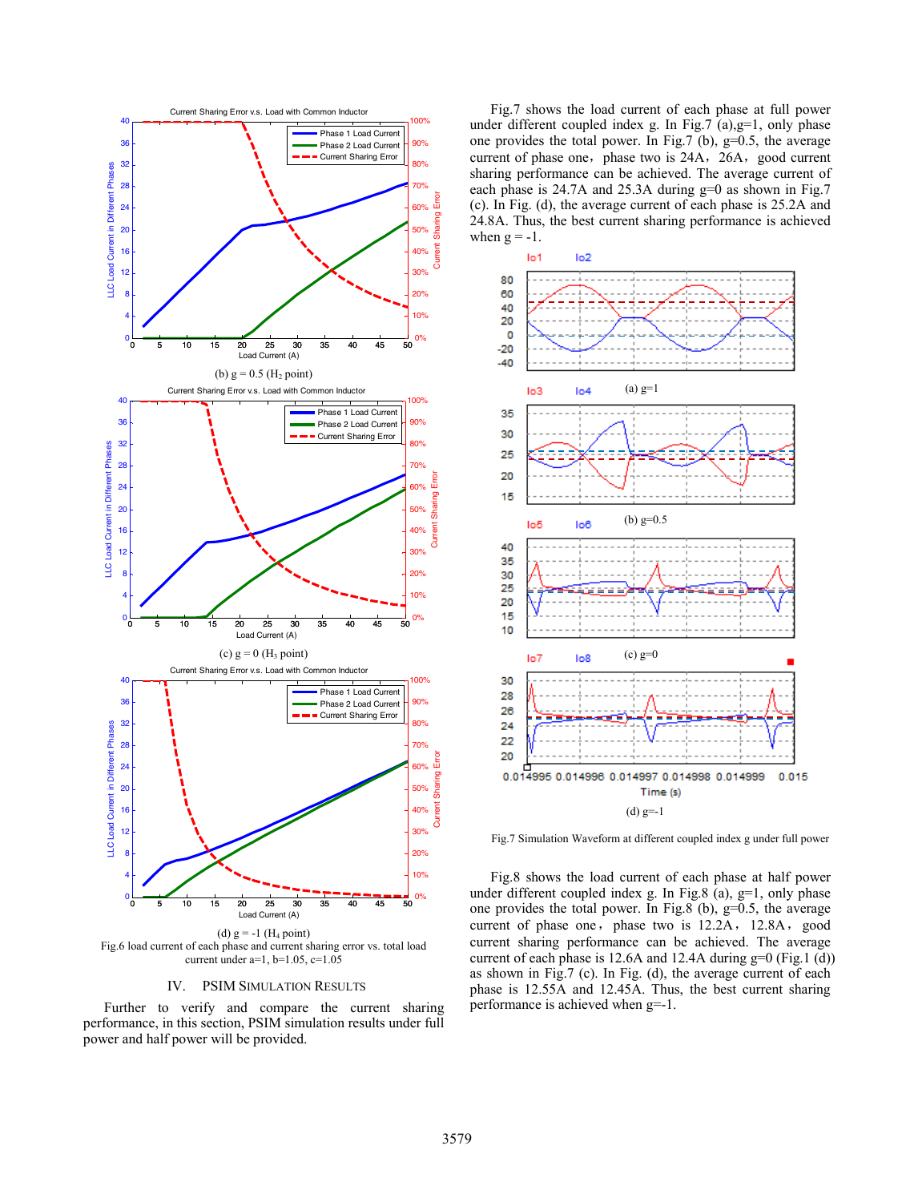(b) g = 0.5 ($H_2$ point)

(c) g = 0 ($H_3$ point)

(d) g = -1 ($H_4$ point)

Fig.6 load current of each phase and current sharing error vs. total load current under a=1, b=1.05, c=1.05

## IV. PSIM Simulation Results

Further to verify and compare the current sharing performance, in this section, PSIM simulation results under full power and half power will be provided.

Fig.7 shows the load current of each phase at full power under different coupled index g. In Fig.7 (a),g=1, only phase one provides the total power. In Fig.7 (b), g=0.5, the average current of phase one，phase two is 24A，26A，good current sharing performance can be achieved. The average current of each phase is 24.7A and 25.3A during g=0 as shown in Fig.7 (c). In Fig. (d), the average current of each phase is 25.2A and 24.8A. Thus, the best current sharing performance is achieved when g = -1.

(a) g=1

(b) g=0.5

(c) g=0

(d) g=-1

Fig.7 Simulation Waveform at different coupled index g under full power

Fig.8 shows the load current of each phase at half power under different coupled index g. In Fig.8 (a), g=1, only phase one provides the total power. In Fig.8 (b), g=0.5, the average current of phase one，phase two is 12.2A，12.8A，good current sharing performance can be achieved. The average current of each phase is 12.6A and 12.4A during g=0 (Fig.1 (d)) as shown in Fig.7 (c). In Fig. (d), the average current of each phase is 12.55A and 12.45A. Thus, the best current sharing performance is achieved when g=-1.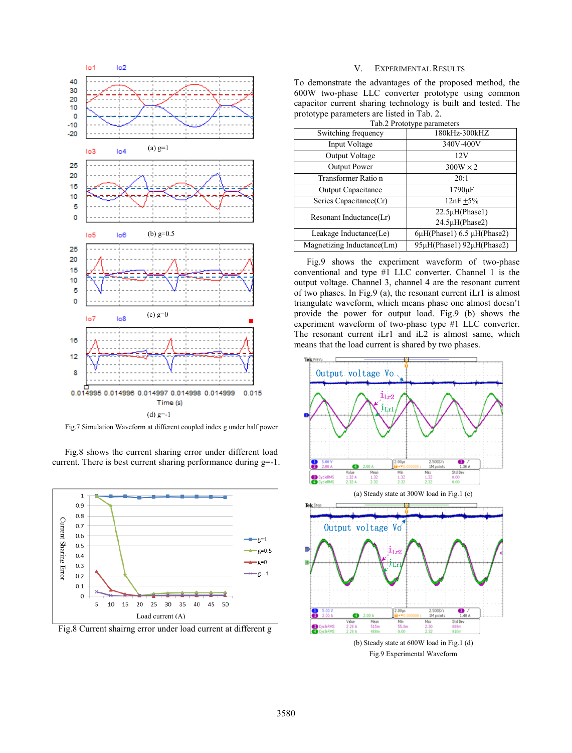Fig.7 Simulation Waveform at different coupled index g under half power

Fig.8 shows the current sharing error under different load current. There is best current sharing performance during g=-1.

Fig.8 Current shairng error under load current at different g

## V. Experimental Results

To demonstrate the advantages of the proposed method, the 600W two-phase LLC converter prototype using common capacitor current sharing technology is built and tested. The prototype parameters are listed in Tab. 2.

Tab.2 Prototype parameters

| | |
|---|---|
| Switching frequency | 180kHz-300kHZ |
| Input Voltage | 340V-400V |
| Output Voltage | 12V |
| Output Power | 300W × 2 |
| Transformer Ratio n | 20:1 |
| Output Capacitance | 1790μF |
| Series Capacitance(Cr) | 12nF ±5% |
| Resonant Inductance(Lr) | 22.5μH(Phase1) 24.5μH(Phase2) |
| Leakage Inductance(Le) | 6μH(Phase1) 6.5 μH(Phase2) |
| Magnetizing Inductance(Lm) | 95μH(Phase1) 92μH(Phase2) |

Fig.9 shows the experiment waveform of two-phase conventional and type #1 LLC converter. Channel 1 is the output voltage. Channel 3, channel 4 are the resonant current of two phases. In Fig.9 (a), the resonant current iLr1 is almost triangulate waveform, which means phase one almost doesn't provide the power for output load. Fig.9 (b) shows the experiment waveform of two-phase type #1 LLC converter. The resonant current iLr1 and iL2 is almost same, which means that the load current is shared by two phases.

(a) Steady state at 300W load in Fig.1 (c)

(b) Steady state at 600W load in Fig.1 (d)

Fig.9 Experimental Waveform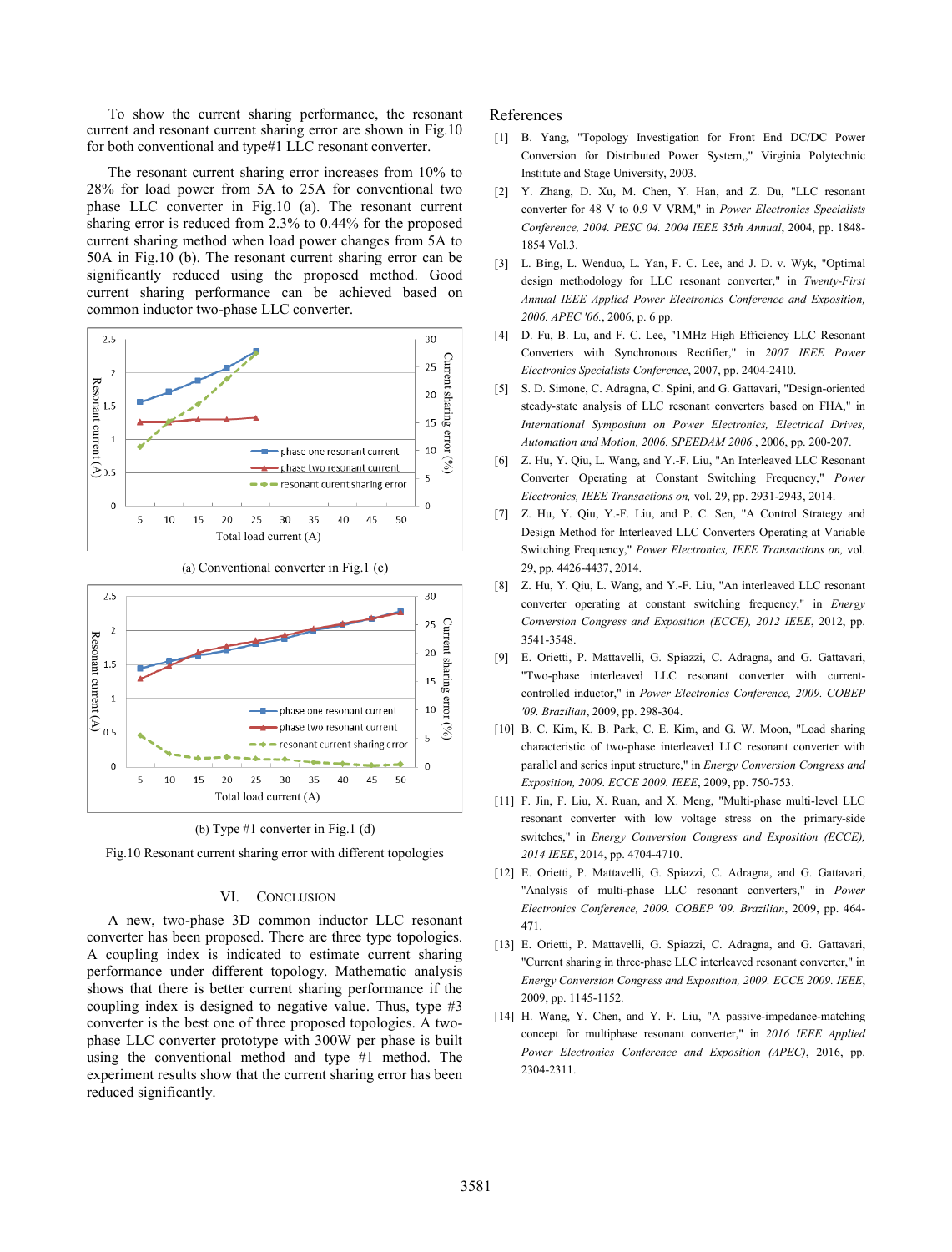To show the current sharing performance, the resonant current and resonant current sharing error are shown in Fig.10 for both conventional and type#1 LLC resonant converter.

The resonant current sharing error increases from 10% to 28% for load power from 5A to 25A for conventional two phase LLC converter in Fig.10 (a). The resonant current sharing error is reduced from 2.3% to 0.44% for the proposed current sharing method when load power changes from 5A to 50A in Fig.10 (b). The resonant current sharing error can be significantly reduced using the proposed method. Good current sharing performance can be achieved based on common inductor two-phase LLC converter.

(a) Conventional converter in Fig.1 (c)

(b) Type #1 converter in Fig.1 (d)

Fig.10 Resonant current sharing error with different topologies

## VI. Conclusion

A new, two-phase 3D common inductor LLC resonant converter has been proposed. There are three type topologies. A coupling index is indicated to estimate current sharing performance under different topology. Mathematic analysis shows that there is better current sharing performance if the coupling index is designed to negative value. Thus, type #3 converter is the best one of three proposed topologies. A two-phase LLC converter prototype with 300W per phase is built using the conventional method and type #1 method. The experiment results show that the current sharing error has been reduced significantly.

## References

[1] B. Yang, "Topology Investigation for Front End DC/DC Power Conversion for Distributed Power System,," Virginia Polytechnic Institute and Stage University, 2003.

[2] Y. Zhang, D. Xu, M. Chen, Y. Han, and Z. Du, "LLC resonant converter for 48 V to 0.9 V VRM," in *Power Electronics Specialists Conference, 2004. PESC 04. 2004 IEEE 35th Annual*, 2004, pp. 1848-1854 Vol.3.

[3] L. Bing, L. Wenduo, L. Yan, F. C. Lee, and J. D. v. Wyk, "Optimal design methodology for LLC resonant converter," in *Twenty-First Annual IEEE Applied Power Electronics Conference and Exposition, 2006. APEC '06.*, 2006, p. 6 pp.

[4] D. Fu, B. Lu, and F. C. Lee, "1MHz High Efficiency LLC Resonant Converters with Synchronous Rectifier," in *2007 IEEE Power Electronics Specialists Conference*, 2007, pp. 2404-2410.

[5] S. D. Simone, C. Adragna, C. Spini, and G. Gattavari, "Design-oriented steady-state analysis of LLC resonant converters based on FHA," in *International Symposium on Power Electronics, Electrical Drives, Automation and Motion, 2006. SPEEDAM 2006.*, 2006, pp. 200-207.

[6] Z. Hu, Y. Qiu, L. Wang, and Y.-F. Liu, "An Interleaved LLC Resonant Converter Operating at Constant Switching Frequency," *Power Electronics, IEEE Transactions on,* vol. 29, pp. 2931-2943, 2014.

[7] Z. Hu, Y. Qiu, Y.-F. Liu, and P. C. Sen, "A Control Strategy and Design Method for Interleaved LLC Converters Operating at Variable Switching Frequency," *Power Electronics, IEEE Transactions on,* vol. 29, pp. 4426-4437, 2014.

[8] Z. Hu, Y. Qiu, L. Wang, and Y.-F. Liu, "An interleaved LLC resonant converter operating at constant switching frequency," in *Energy Conversion Congress and Exposition (ECCE), 2012 IEEE*, 2012, pp. 3541-3548.

[9] E. Orietti, P. Mattavelli, G. Spiazzi, C. Adragna, and G. Gattavari, "Two-phase interleaved LLC resonant converter with current-controlled inductor," in *Power Electronics Conference, 2009. COBEP '09. Brazilian*, 2009, pp. 298-304.

[10] B. C. Kim, K. B. Park, C. E. Kim, and G. W. Moon, "Load sharing characteristic of two-phase interleaved LLC resonant converter with parallel and series input structure," in *Energy Conversion Congress and Exposition, 2009. ECCE 2009. IEEE*, 2009, pp. 750-753.

[11] F. Jin, F. Liu, X. Ruan, and X. Meng, "Multi-phase multi-level LLC resonant converter with low voltage stress on the primary-side switches," in *Energy Conversion Congress and Exposition (ECCE), 2014 IEEE*, 2014, pp. 4704-4710.

[12] E. Orietti, P. Mattavelli, G. Spiazzi, C. Adragna, and G. Gattavari, "Analysis of multi-phase LLC resonant converters," in *Power Electronics Conference, 2009. COBEP '09. Brazilian*, 2009, pp. 464-471.

[13] E. Orietti, P. Mattavelli, G. Spiazzi, C. Adragna, and G. Gattavari, "Current sharing in three-phase LLC interleaved resonant converter," in *Energy Conversion Congress and Exposition, 2009. ECCE 2009. IEEE*, 2009, pp. 1145-1152.

[14] H. Wang, Y. Chen, and Y. F. Liu, "A passive-impedance-matching concept for multiphase resonant converter," in *2016 IEEE Applied Power Electronics Conference and Exposition (APEC)*, 2016, pp. 2304-2311.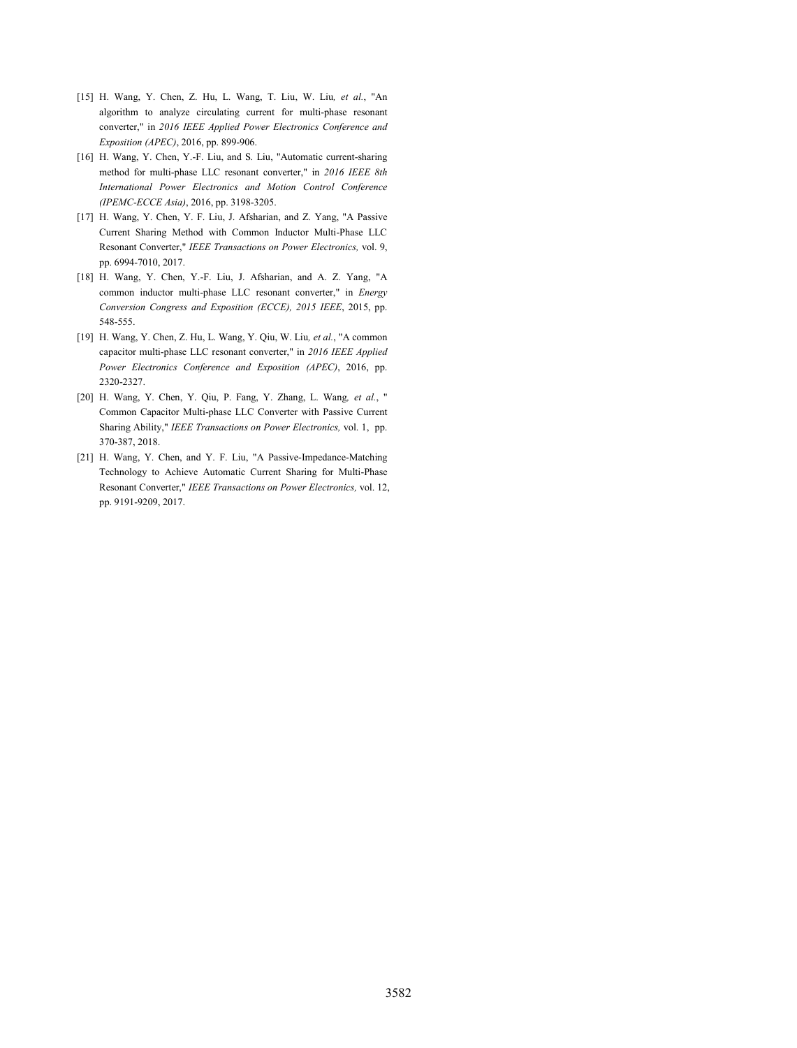[15] H. Wang, Y. Chen, Z. Hu, L. Wang, T. Liu, W. Liu*, et al.*, "An algorithm to analyze circulating current for multi-phase resonant converter," in *2016 IEEE Applied Power Electronics Conference and Exposition (APEC)*, 2016, pp. 899-906.

[16] H. Wang, Y. Chen, Y.-F. Liu, and S. Liu, "Automatic current-sharing method for multi-phase LLC resonant converter," in *2016 IEEE 8th International Power Electronics and Motion Control Conference (IPEMC-ECCE Asia)*, 2016, pp. 3198-3205.

[17] H. Wang, Y. Chen, Y. F. Liu, J. Afsharian, and Z. Yang, "A Passive Current Sharing Method with Common Inductor Multi-Phase LLC Resonant Converter," *IEEE Transactions on Power Electronics,* vol. 9, pp. 6994-7010, 2017.

[18] H. Wang, Y. Chen, Y.-F. Liu, J. Afsharian, and A. Z. Yang, "A common inductor multi-phase LLC resonant converter," in *Energy Conversion Congress and Exposition (ECCE), 2015 IEEE*, 2015, pp. 548-555.

[19] H. Wang, Y. Chen, Z. Hu, L. Wang, Y. Qiu, W. Liu*, et al.*, "A common capacitor multi-phase LLC resonant converter," in *2016 IEEE Applied Power Electronics Conference and Exposition (APEC)*, 2016, pp. 2320-2327.

[20] H. Wang, Y. Chen, Y. Qiu, P. Fang, Y. Zhang, L. Wang*, et al.*, " Common Capacitor Multi-phase LLC Converter with Passive Current Sharing Ability," *IEEE Transactions on Power Electronics,* vol. 1, pp. 370-387, 2018.

[21] H. Wang, Y. Chen, and Y. F. Liu, "A Passive-Impedance-Matching Technology to Achieve Automatic Current Sharing for Multi-Phase Resonant Converter," *IEEE Transactions on Power Electronics,* vol. 12, pp. 9191-9209, 2017.